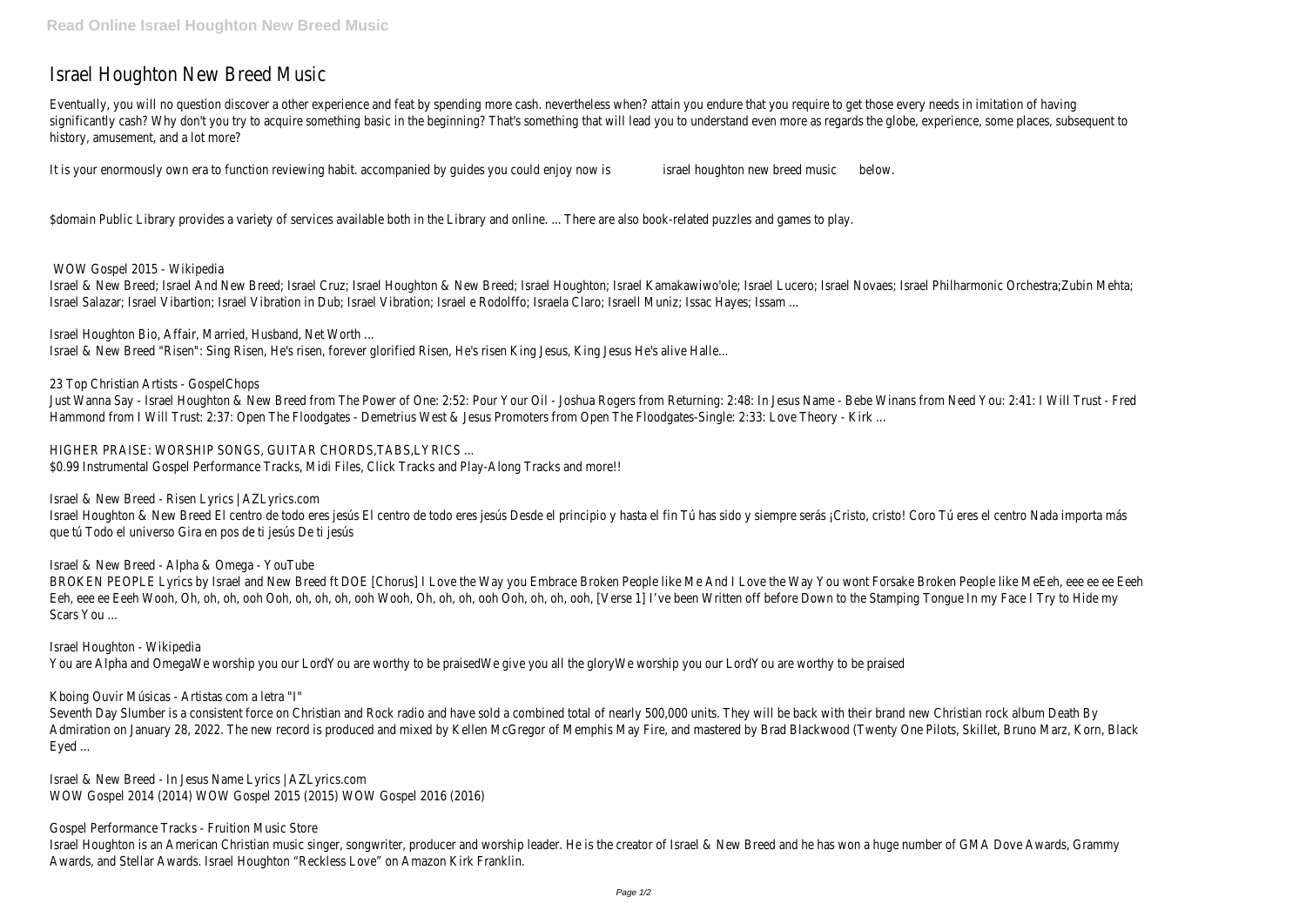# Israel Houghton New Breed Music

Eventually, you will no question discover a other experience and feat by spending more cash. nevertheless when? attain you endure that you require to get those every needs in imitation of having significantly cash? Why don't you try to acquire something basic in the beginning? That's something that will lead you to understand even more as regards the globe, experience, some places, subsequent to history, amusement, and a lot more?

It is your enormously own era to function reviewing habit. accompanied by guides you could enjoy now is israel houghton new breed music below.

$domain Public Library provides a variety of services available both in the Library and online. ... There are also book-related puzzles and games to play.

WOW Gospel 2015 - Wikipedia

Israel & New Breed; Israel And New Breed; Israel Cruz; Israel Houghton & New Breed; Israel Houghton; Israel Kamakawiwo'ole; Israel Lucero; Israel Novaes; Israel Philharmonic Orchestra;Zubin Mehta; Israel Salazar; Israel Vibartion; Israel Vibration in Dub; Israel Vibration; Israel e Rodolffo; Israela Claro; Israell Muniz; Issac Hayes; Issam ...

Israel Houghton Bio, Affair, Married, Husband, Net Worth ...

Israel & New Breed "Risen": Sing Risen, He's risen, forever glorified Risen, He's risen King Jesus, King Jesus He's alive Halle...

23 Top Christian Artists - GospelChops

Just Wanna Say - Israel Houghton & New Breed from The Power of One: 2:52: Pour Your Oil - Joshua Rogers from Returning: 2:48: In Jesus Name - Bebe Winans from Need You: 2:41: I Will Trust - Fred Hammond from I Will Trust: 2:37: Open The Floodgates - Demetrius West & Jesus Promoters from Open The Floodgates-Single: 2:33: Love Theory - Kirk ...

HIGHER PRAISE: WORSHIP SONGS, GUITAR CHORDS,TABS,LYRICS ...

$0.99 Instrumental Gospel Performance Tracks, Midi Files, Click Tracks and Play-Along Tracks and more!!

Israel & New Breed - Risen Lyrics | AZLyrics.com

Israel Houghton & New Breed El centro de todo eres jesús El centro de todo eres jesús Desde el principio y hasta el fin Tú has sido y siempre serás ¡Cristo, cristo! Coro Tú eres el centro Nada importa más que tú Todo el universo Gira en pos de ti jesús De ti jesús

Israel & New Breed - Alpha & Omega - YouTube

BROKEN PEOPLE Lyrics by Israel and New Breed ft DOE [Chorus] I Love the Way you Embrace Broken People like Me And I Love the Way You wont Forsake Broken People like MeEeh, eee ee ee Eeeh Eeh, eee ee Eeeh Wooh, Oh, oh, oh, ooh Ooh, oh, oh, oh, ooh Wooh, Oh, oh, oh, ooh Ooh, oh, oh, ooh, [Verse 1] I've been Written off before Down to the Stamping Tongue In my Face I Try to Hide my Scars You ...

Israel Houghton - Wikipedia

You are Alpha and OmegaWe worship you our LordYou are worthy to be praisedWe give you all the gloryWe worship you our LordYou are worthy to be praised

Kboing Ouvir Músicas - Artistas com a letra "I"

Seventh Day Slumber is a consistent force on Christian and Rock radio and have sold a combined total of nearly 500,000 units. They will be back with their brand new Christian rock album Death By Admiration on January 28, 2022. The new record is produced and mixed by Kellen McGregor of Memphis May Fire, and mastered by Brad Blackwood (Twenty One Pilots, Skillet, Bruno Marz, Korn, Black Eyed ...

Israel & New Breed - In Jesus Name Lyrics | AZLyrics.com

WOW Gospel 2014 (2014) WOW Gospel 2015 (2015) WOW Gospel 2016 (2016)

Gospel Performance Tracks - Fruition Music Store

Israel Houghton is an American Christian music singer, songwriter, producer and worship leader. He is the creator of Israel & New Breed and he has won a huge number of GMA Dove Awards, Grammy Awards, and Stellar Awards. Israel Houghton "Reckless Love" on Amazon Kirk Franklin.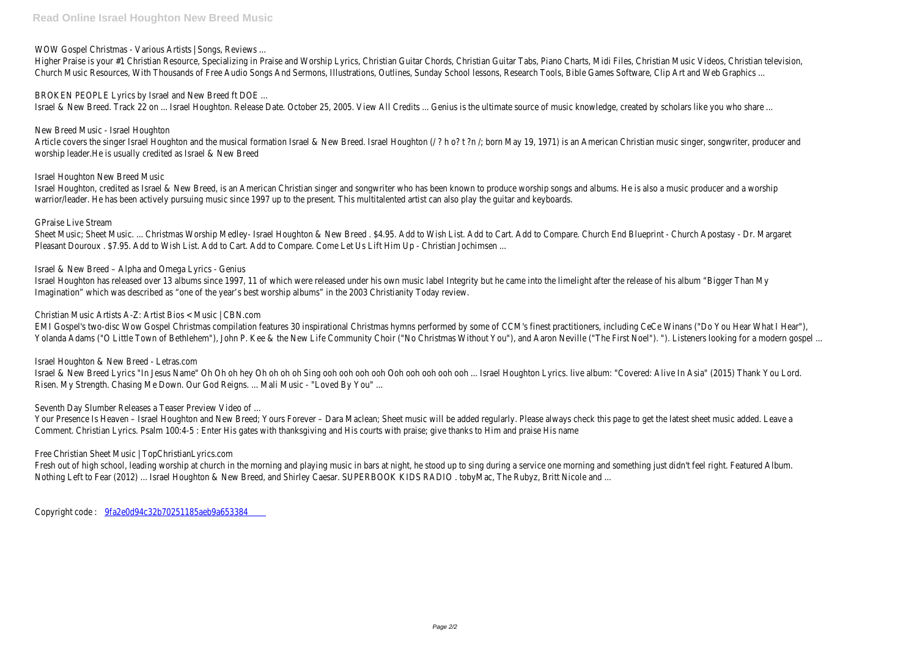WOW Gospel Christmas - Various Artists | Songs, Reviews ...

Higher Praise is your #1 Christian Resource, Specializing in Praise and Worship Lyrics, Christian Guitar Chords, Christian Guitar Tabs, Piano Charts, Midi Files, Christian Music Videos, Christian television, Church Music Resources, With Thousands of Free Audio Songs And Sermons, Illustrations, Outlines, Sunday School lessons, Research Tools, Bible Games Software, Clip Art and Web Graphics ...

BROKEN PEOPLE Lyrics by Israel and New Breed ft DOE ...

Israel & New Breed. Track 22 on ... Israel Houghton. Release Date. October 25, 2005. View All Credits ... Genius is the ultimate source of music knowledge, created by scholars like you who share ...

New Breed Music - Israel Houghton

Article covers the singer Israel Houghton and the musical formation Israel & New Breed. Israel Houghton (/ ? h o? t ?n /; born May 19, 1971) is an American Christian music singer, songwriter, producer and worship leader.He is usually credited as Israel & New Breed

Israel Houghton New Breed Music

Israel Houghton, credited as Israel & New Breed, is an American Christian singer and songwriter who has been known to produce worship songs and albums. He is also a music producer and a worship warrior/leader. He has been actively pursuing music since 1997 up to the present. This multitalented artist can also play the guitar and keyboards.

GPraise Live Stream

Sheet Music; Sheet Music. ... Christmas Worship Medley- Israel Houghton & New Breed . $4.95. Add to Wish List. Add to Cart. Add to Compare. Church End Blueprint - Church Apostasy - Dr. Margaret Pleasant Douroux . $7.95. Add to Wish List. Add to Cart. Add to Compare. Come Let Us Lift Him Up - Christian Jochimsen ...

Israel & New Breed – Alpha and Omega Lyrics - Genius

Israel Houghton has released over 13 albums since 1997, 11 of which were released under his own music label Integrity but he came into the limelight after the release of his album "Bigger Than My Imagination" which was described as "one of the year's best worship albums" in the 2003 Christianity Today review.

Christian Music Artists A-Z: Artist Bios < Music | CBN.com

EMI Gospel's two-disc Wow Gospel Christmas compilation features 30 inspirational Christmas hymns performed by some of CCM's finest practitioners, including CeCe Winans ("Do You Hear What I Hear"), Yolanda Adams ("O Little Town of Bethlehem"), John P. Kee & the New Life Community Choir ("No Christmas Without You"), and Aaron Neville ("The First Noel"). "). Listeners looking for a modern gospel ...

Israel Houghton & New Breed - Letras.com

Israel & New Breed Lyrics "In Jesus Name" Oh Oh oh hey Oh oh oh oh Sing ooh ooh ooh ooh Ooh ooh ooh ooh ooh ... Israel Houghton Lyrics. live album: "Covered: Alive In Asia" (2015) Thank You Lord. Risen. My Strength. Chasing Me Down. Our God Reigns. ... Mali Music - "Loved By You" ...

Seventh Day Slumber Releases a Teaser Preview Video of ...

Your Presence Is Heaven – Israel Houghton and New Breed; Yours Forever – Dara Maclean; Sheet music will be added regularly. Please always check this page to get the latest sheet music added. Leave a Comment. Christian Lyrics. Psalm 100:4-5 : Enter His gates with thanksgiving and His courts with praise; give thanks to Him and praise His name

Free Christian Sheet Music | TopChristianLyrics.com

Fresh out of high school, leading worship at church in the morning and playing music in bars at night, he stood up to sing during a service one morning and something just didn't feel right. Featured Album. Nothing Left to Fear (2012) ... Israel Houghton & New Breed, and Shirley Caesar. SUPERBOOK KIDS RADIO . tobyMac, The Rubyz, Britt Nicole and ...

Copyright code : 9fa2e0d94c32b70251185aeb9a653384